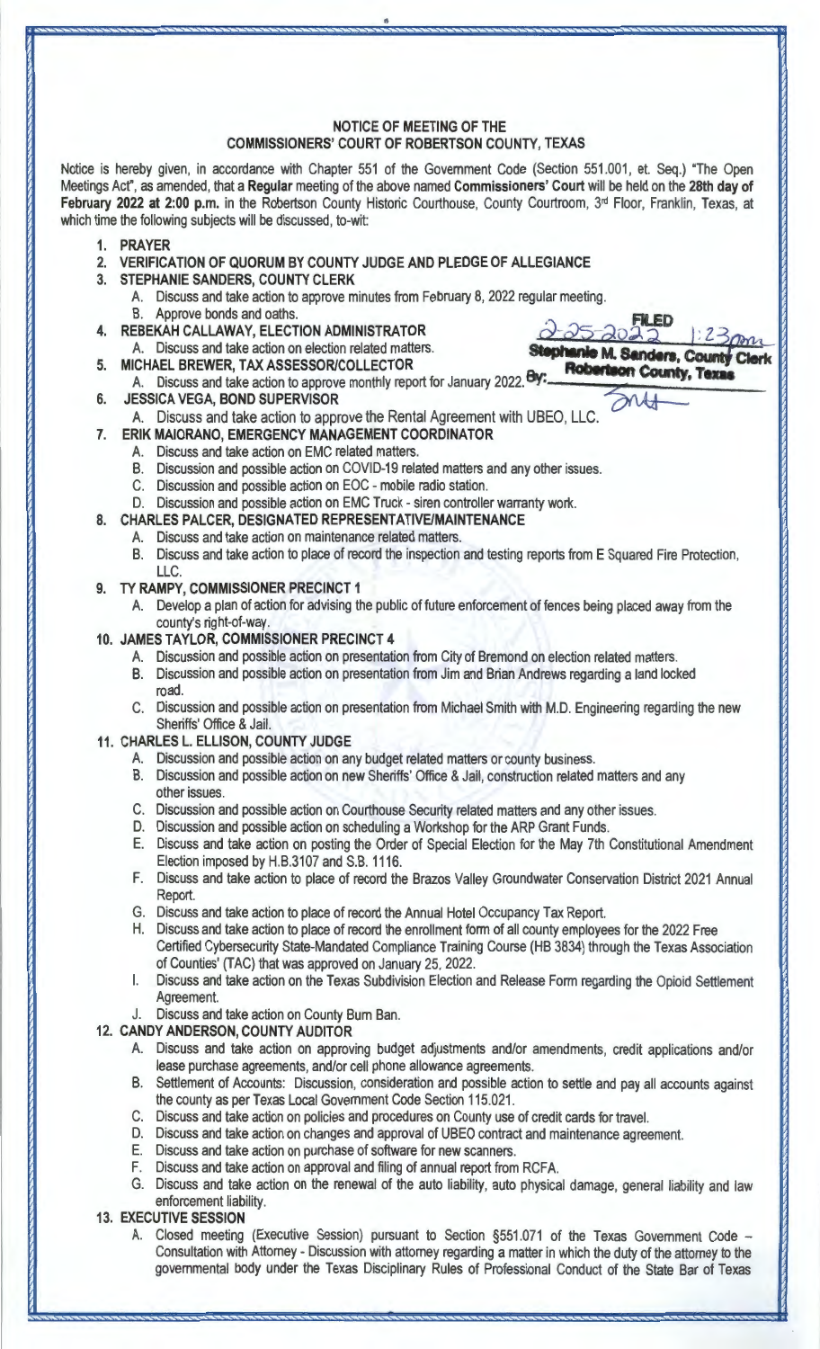## NOTICE OF MEETING OF THE
## COMMISSIONERS' COURT OF ROBERTSON COUNTY, TEXAS

Notice is hereby given, in accordance with Chapter 551 of the Government Code (Section 551.001, et. Seq.) "The Open Meetings Act", as amended, that a **Regular** meeting of the above named **Commissioners' Court** will be held on the **28th day of February 2022 at 2:00 p.m.** in the Robertson County Historic Courthouse, County Courtroom, 3rd Floor, Franklin, Texas, at which time the following subjects will be discussed, to-wit:

FILED
2-25-2022 1:23pm
Stephanie M. Sanders, County Clerk
Robertson County, Texas
By: SNH

1. **PRAYER**
2. **VERIFICATION OF QUORUM BY COUNTY JUDGE AND PLEDGE OF ALLEGIANCE**
3. **STEPHANIE SANDERS, COUNTY CLERK**
   - A. Discuss and take action to approve minutes from February 8, 2022 regular meeting.
   - B. Approve bonds and oaths.
4. **REBEKAH CALLAWAY, ELECTION ADMINISTRATOR**
   - A. Discuss and take action on election related matters.
5. **MICHAEL BREWER, TAX ASSESSOR/COLLECTOR**
   - A. Discuss and take action to approve monthly report for January 2022.
6. **JESSICA VEGA, BOND SUPERVISOR**
   - A. Discuss and take action to approve the Rental Agreement with UBEO, LLC.
7. **ERIK MAIORANO, EMERGENCY MANAGEMENT COORDINATOR**
   - A. Discuss and take action on EMC related matters.
   - B. Discussion and possible action on COVID-19 related matters and any other issues.
   - C. Discussion and possible action on EOC - mobile radio station.
   - D. Discussion and possible action on EMC Truck - siren controller warranty work.
8. **CHARLES PALCER, DESIGNATED REPRESENTATIVE/MAINTENANCE**
   - A. Discuss and take action on maintenance related matters.
   - B. Discuss and take action to place of record the inspection and testing reports from E Squared Fire Protection, LLC.
9. **TY RAMPY, COMMISSIONER PRECINCT 1**
   - A. Develop a plan of action for advising the public of future enforcement of fences being placed away from the county's right-of-way.
10. **JAMES TAYLOR, COMMISSIONER PRECINCT 4**
    - A. Discussion and possible action on presentation from City of Bremond on election related matters.
    - B. Discussion and possible action on presentation from Jim and Brian Andrews regarding a land locked road.
    - C. Discussion and possible action on presentation from Michael Smith with M.D. Engineering regarding the new Sheriffs' Office & Jail.
11. **CHARLES L. ELLISON, COUNTY JUDGE**
    - A. Discussion and possible action on any budget related matters or county business.
    - B. Discussion and possible action on new Sheriffs' Office & Jail, construction related matters and any other issues.
    - C. Discussion and possible action on Courthouse Security related matters and any other issues.
    - D. Discussion and possible action on scheduling a Workshop for the ARP Grant Funds.
    - E. Discuss and take action on posting the Order of Special Election for the May 7th Constitutional Amendment Election imposed by H.B.3107 and S.B. 1116.
    - F. Discuss and take action to place of record the Brazos Valley Groundwater Conservation District 2021 Annual Report.
    - G. Discuss and take action to place of record the Annual Hotel Occupancy Tax Report.
    - H. Discuss and take action to place of record the enrollment form of all county employees for the 2022 Free Certified Cybersecurity State-Mandated Compliance Training Course (HB 3834) through the Texas Association of Counties' (TAC) that was approved on January 25, 2022.
    - I. Discuss and take action on the Texas Subdivision Election and Release Form regarding the Opioid Settlement Agreement.
    - J. Discuss and take action on County Burn Ban.
12. **CANDY ANDERSON, COUNTY AUDITOR**
    - A. Discuss and take action on approving budget adjustments and/or amendments, credit applications and/or lease purchase agreements, and/or cell phone allowance agreements.
    - B. Settlement of Accounts: Discussion, consideration and possible action to settle and pay all accounts against the county as per Texas Local Government Code Section 115.021.
    - C. Discuss and take action on policies and procedures on County use of credit cards for travel.
    - D. Discuss and take action on changes and approval of UBEO contract and maintenance agreement.
    - E. Discuss and take action on purchase of software for new scanners.
    - F. Discuss and take action on approval and filing of annual report from RCFA.
    - G. Discuss and take action on the renewal of the auto liability, auto physical damage, general liability and law enforcement liability.
13. **EXECUTIVE SESSION**
    - A. Closed meeting (Executive Session) pursuant to Section §551.071 of the Texas Government Code – Consultation with Attorney - Discussion with attorney regarding a matter in which the duty of the attorney to the governmental body under the Texas Disciplinary Rules of Professional Conduct of the State Bar of Texas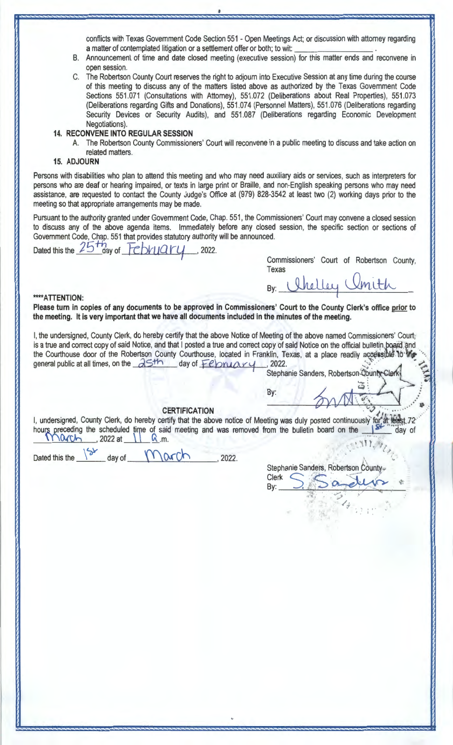conflicts with Texas Government Code Section 551 - Open Meetings Act; or discussion with attorney regarding a matter of contemplated litigation or a settlement offer or both; to wit: ______________ .

B. Announcement of time and date closed meeting (executive session) for this matter ends and reconvene in open session.

C. The Robertson County Court reserves the right to adjourn into Executive Session at any time during the course of this meeting to discuss any of the matters listed above as authorized by the Texas Government Code Sections 551.071 (Consultations with Attorney), 551.072 (Deliberations about Real Properties), 551.073 (Deliberations regarding Gifts and Donations), 551.074 (Personnel Matters), 551.076 (Deliberations regarding Security Devices or Security Audits), and 551.087 (Deliberations regarding Economic Development Negotiations).

**14. RECONVENE INTO REGULAR SESSION**

A. The Robertson County Commissioners' Court will reconvene in a public meeting to discuss and take action on related matters.

**15. ADJOURN**

Persons with disabilities who plan to attend this meeting and who may need auxiliary aids or services, such as interpreters for persons who are deaf or hearing impaired, or texts in large print or Braille, and non-English speaking persons who may need assistance, are requested to contact the County Judge's Office at (979) 828-3542 at least two (2) working days prior to the meeting so that appropriate arrangements may be made.

Pursuant to the authority granted under Government Code, Chap. 551, the Commissioners' Court may convene a closed session to discuss any of the above agenda items. Immediately before any closed session, the specific section or sections of Government Code, Chap. 551 that provides statutory authority will be announced.

Dated this the 25th day of February, 2022.

Commissioners' Court of Robertson County, Texas

By: Shelley Smith

****ATTENTION:**

**Please turn in copies of any documents to be approved in Commissioners' Court to the County Clerk's office prior to the meeting. It is very important that we have all documents included in the minutes of the meeting.**

I, the undersigned, County Clerk, do hereby certify that the above Notice of Meeting of the above named Commissioners' Court, is a true and correct copy of said Notice, and that I posted a true and correct copy of said Notice on the official bulletin board and the Courthouse door of the Robertson County Courthouse, located in Franklin, Texas, at a place readily accessible to the general public at all times, on the 25th day of February, 2022.

Stephanie Sanders, Robertson County Clerk

By: ______________

**CERTIFICATION**

I, undersigned, County Clerk, do hereby certify that the above notice of Meeting was duly posted continuously for at least 72 hours preceding the scheduled time of said meeting and was removed from the bulletin board on the 1st day of March, 2022 at 11 a.m.

Dated this the 1st day of March, 2022.

Stephanie Sanders, Robertson County Clerk

By: S. Sanders